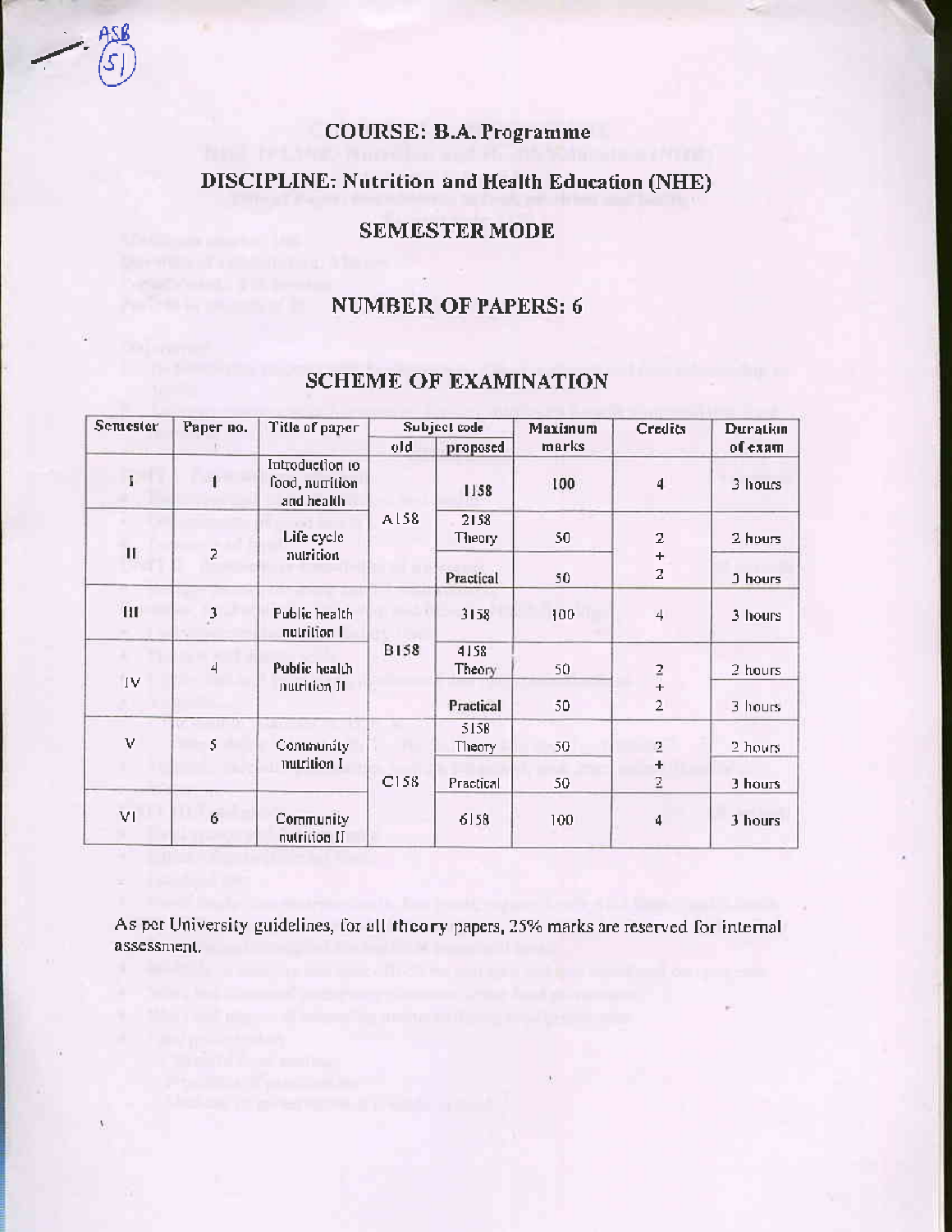# COURSE: B.A. Programme

## DISCIPLINE: Nutrition and Health Education (NHE)

## SEMESTER MODE

## NUMBER OF PAPERS: 6

## SCHEME OF EXAMINATION

| Semester | Paper no. | Title of paper | Subject code | | Maximum marks | Credits | Duration of exam |
|---|---|---|---|---|---|---|---|
| | | | old | proposed | | | |
| I | 1 | Introduction to food, nutrition and health | A158 | 1158 | 100 | 4 | 3 hours |
| II | 2 | Life cycle nutrition | | 2158 Theory | 50 | 2 + 2 | 2 hours |
| | | | | Practical | 50 | | 3 hours |
| III | 3 | Public health nutrition I | B158 | 3158 | 100 | 4 | 3 hours |
| IV | 4 | Public health nutrition II | | 4158 Theory | 50 | 2 + 2 | 2 hours |
| | | | | Practical | 50 | | 3 hours |
| V | 5 | Community nutrition I | C158 | 5158 Theory | 50 | 2 + 2 | 2 hours |
| | | | | Practical | 50 | | 3 hours |
| VI | 6 | Community nutrition II | | 6158 | 100 | 4 | 3 hours |

As per University guidelines, for all theory papers, 25% marks are reserved for internal assessment.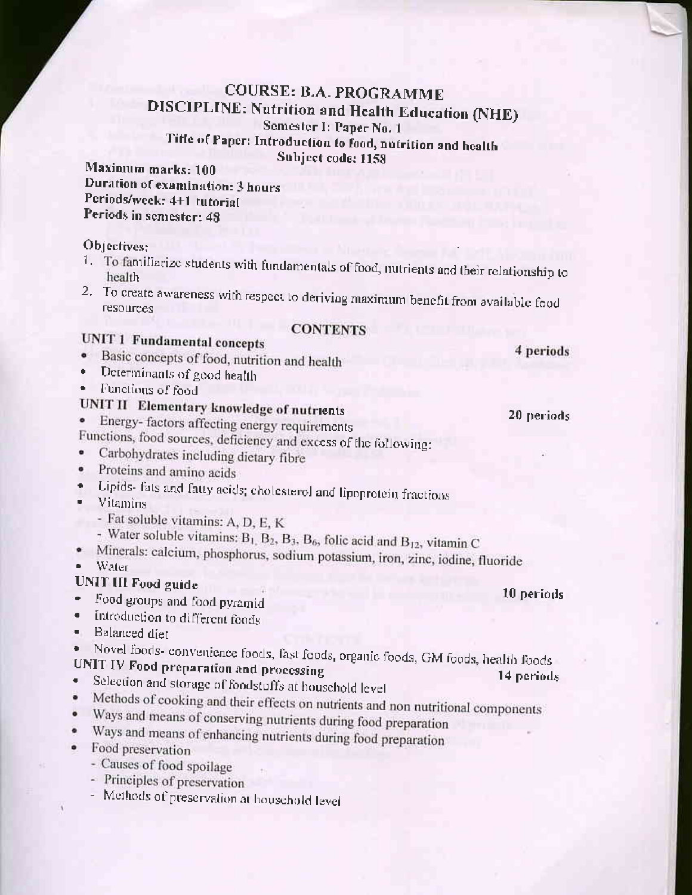# COURSE: B.A. PROGRAMME

## DISCIPLINE: Nutrition and Health Education (NHE)

Semester I: Paper No. 1

### Title of Paper: Introduction to food, nutrition and health

Subject code: 1158

**Maximum marks: 100**
**Duration of examination: 3 hours**
**Periods/week: 4+1 tutorial**
**Periods in semester: 48**

Objectives:

1. To familiarize students with fundamentals of food, nutrients and their relationship to health
2. To create awareness with respect to deriving maximum benefit from available food resources

## CONTENTS

### UNIT 1 Fundamental concepts — 4 periods

- Basic concepts of food, nutrition and health
- Determinants of good health
- Functions of food

### UNIT II Elementary knowledge of nutrients — 20 periods

- Energy- factors affecting energy requirements

Functions, food sources, deficiency and excess of the following:

- Carbohydrates including dietary fibre
- Proteins and amino acids
- Lipids- fats and fatty acids; cholesterol and lipoprotein fractions
- Vitamins
  - Fat soluble vitamins: A, D, E, K
  - Water soluble vitamins: $B_1$, $B_2$, $B_3$, $B_6$, folic acid and $B_{12}$, vitamin C
- Minerals: calcium, phosphorus, sodium potassium, iron, zinc, iodine, fluoride
- Water

### UNIT III Food guide — 10 periods

- Food groups and food pyramid
- Introduction to different foods
- Balanced diet
- Novel foods- convenience foods, fast foods, organic foods, GM foods, health foods

### UNIT IV Food preparation and processing — 14 periods

- Selection and storage of foodstuffs at household level
- Methods of cooking and their effects on nutrients and non nutritional components
- Ways and means of conserving nutrients during food preparation
- Ways and means of enhancing nutrients during food preparation
- Food preservation
  - Causes of food spoilage
  - Principles of preservation
  - Methods of preservation at household level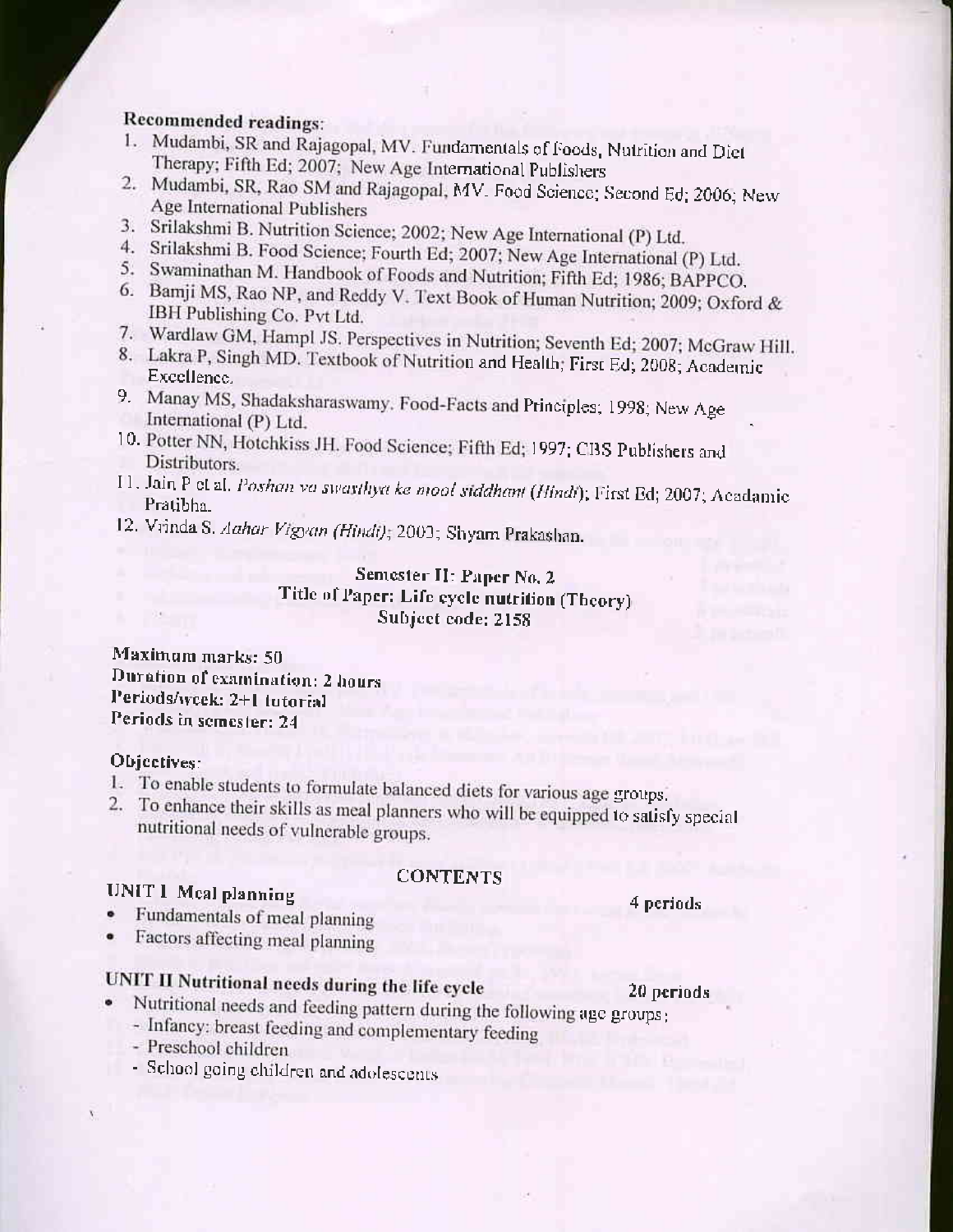**Recommended readings:**

1. Mudambi, SR and Rajagopal, MV. Fundamentals of Foods, Nutrition and Diet Therapy; Fifth Ed; 2007; New Age International Publishers
2. Mudambi, SR, Rao SM and Rajagopal, MV. Food Science; Second Ed; 2006; New Age International Publishers
3. Srilakshmi B. Nutrition Science; 2002; New Age International (P) Ltd.
4. Srilakshmi B. Food Science; Fourth Ed; 2007; New Age International (P) Ltd.
5. Swaminathan M. Handbook of Foods and Nutrition; Fifth Ed; 1986; BAPPCO.
6. Bamji MS, Rao NP, and Reddy V. Text Book of Human Nutrition; 2009; Oxford & IBH Publishing Co. Pvt Ltd.
7. Wardlaw GM, Hampl JS. Perspectives in Nutrition; Seventh Ed; 2007; McGraw Hill.
8. Lakra P, Singh MD. Textbook of Nutrition and Health; First Ed; 2008; Academic Excellence.
9. Manay MS, Shadaksharaswamy. Food-Facts and Principles; 1998; New Age International (P) Ltd.
10. Potter NN, Hotchkiss JH. Food Science; Fifth Ed; 1997; CBS Publishers and Distributors.
11. Jain P et al. *Poshan va swasthya ke mool siddhant (Hindi)*; First Ed; 2007; Acadamic Pratibha.
12. Vrinda S. *Aahar Vigyan (Hindi)*; 2003; Shyam Prakashan.

## Semester II: Paper No. 2
## Title of Paper: Life cycle nutrition (Theory)
## Subject code: 2158

**Maximum marks:** 50
**Duration of examination:** 2 hours
**Periods/week:** 2+1 tutorial
**Periods in semester:** 24

**Objectives:**

1. To enable students to formulate balanced diets for various age groups.
2. To enhance their skills as meal planners who will be equipped to satisfy special nutritional needs of vulnerable groups.

### CONTENTS

**UNIT I Meal planning** — 4 periods

- Fundamentals of meal planning
- Factors affecting meal planning

**UNIT II Nutritional needs during the life cycle** — 20 periods

- Nutritional needs and feeding pattern during the following age groups:
  - Infancy: breast feeding and complementary feeding
  - Preschool children
  - School going children and adolescents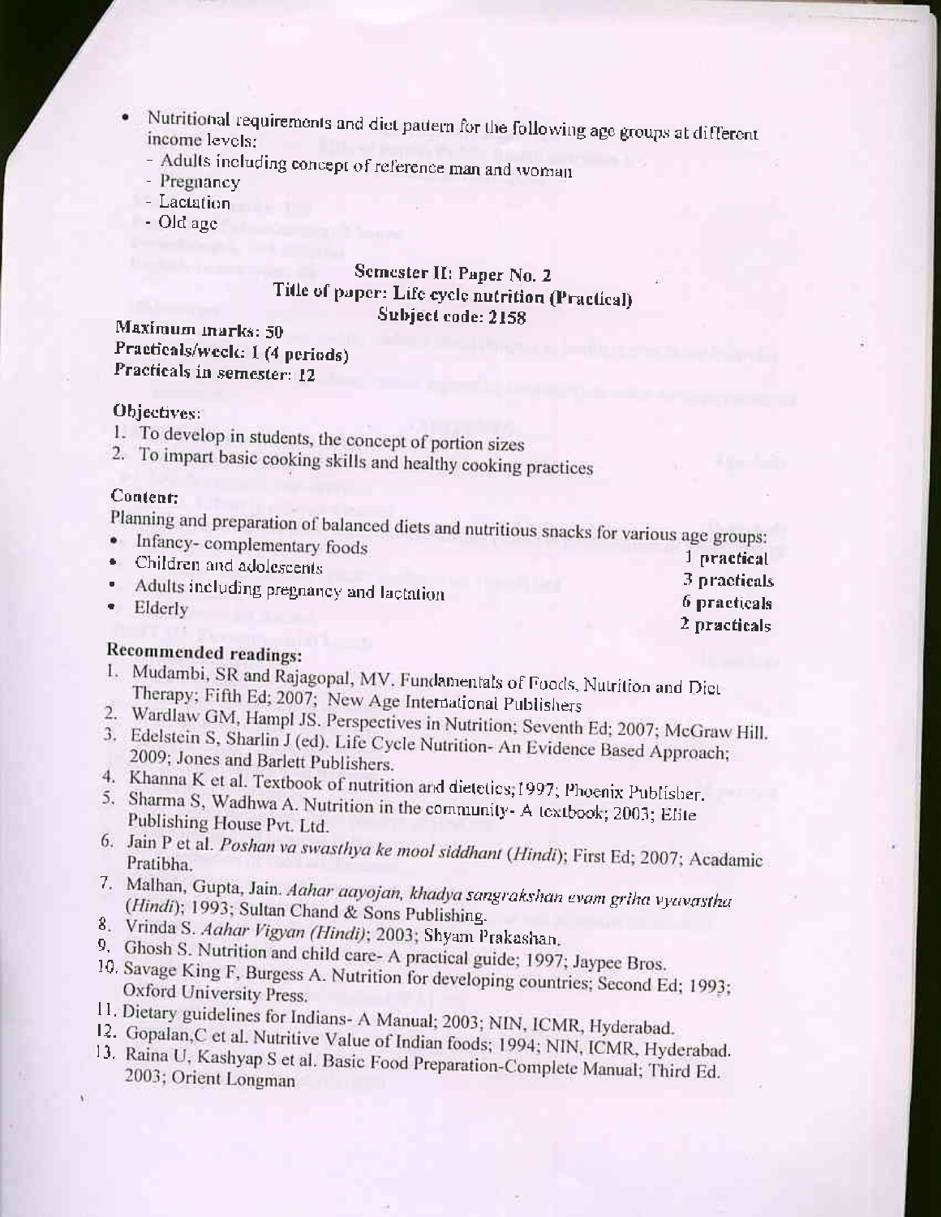- Nutritional requirements and diet pattern for the following age groups at different income levels:
  - Adults including concept of reference man and woman
  - Pregnancy
  - Lactation
  - Old age

## Semester II: Paper No. 2
## Title of paper: Life cycle nutrition (Practical)
## Subject code: 2158

**Maximum marks: 50**
**Practicals/week: 1 (4 periods)**
**Practicals in semester: 12**

**Objectives:**

1. To develop in students, the concept of portion sizes
2. To impart basic cooking skills and healthy cooking practices

**Content:**

Planning and preparation of balanced diets and nutritious snacks for various age groups:

| | |
|---|---|
| • Infancy- complementary foods | 1 practical |
| • Children and adolescents | 3 practicals |
| • Adults including pregnancy and lactation | 6 practicals |
| • Elderly | 2 practicals |

**Recommended readings:**

1. Mudambi, SR and Rajagopal, MV. Fundamentals of Foods, Nutrition and Diet Therapy; Fifth Ed; 2007; New Age International Publishers
2. Wardlaw GM, Hampl JS. Perspectives in Nutrition; Seventh Ed; 2007; McGraw Hill.
3. Edelstein S, Sharlin J (ed). Life Cycle Nutrition- An Evidence Based Approach; 2009; Jones and Barlett Publishers.
4. Khanna K et al. Textbook of nutrition and dietetics; 1997; Phoenix Publisher.
5. Sharma S, Wadhwa A. Nutrition in the community- A textbook; 2003; Elite Publishing House Pvt. Ltd.
6. Jain P et al. *Poshan va swasthya ke mool siddhant* (*Hindi*); First Ed; 2007; Acadamic Pratibha.
7. Malhan, Gupta, Jain. *Aahar aayojan, khadya sangrakshan evam griha vyavastha* (*Hindi*); 1993; Sultan Chand & Sons Publishing.
8. Vrinda S. *Aahar Vigyan (Hindi)*; 2003; Shyam Prakashan.
9. Ghosh S. Nutrition and child care- A practical guide; 1997; Jaypee Bros.
10. Savage King F, Burgess A. Nutrition for developing countries; Second Ed; 1993; Oxford University Press.
11. Dietary guidelines for Indians- A Manual; 2003; NIN, ICMR, Hyderabad.
12. Gopalan,C et al. Nutritive Value of Indian foods; 1994; NIN, ICMR, Hyderabad.
13. Raina U, Kashyap S et al. Basic Food Preparation-Complete Manual; Third Ed. 2003; Orient Longman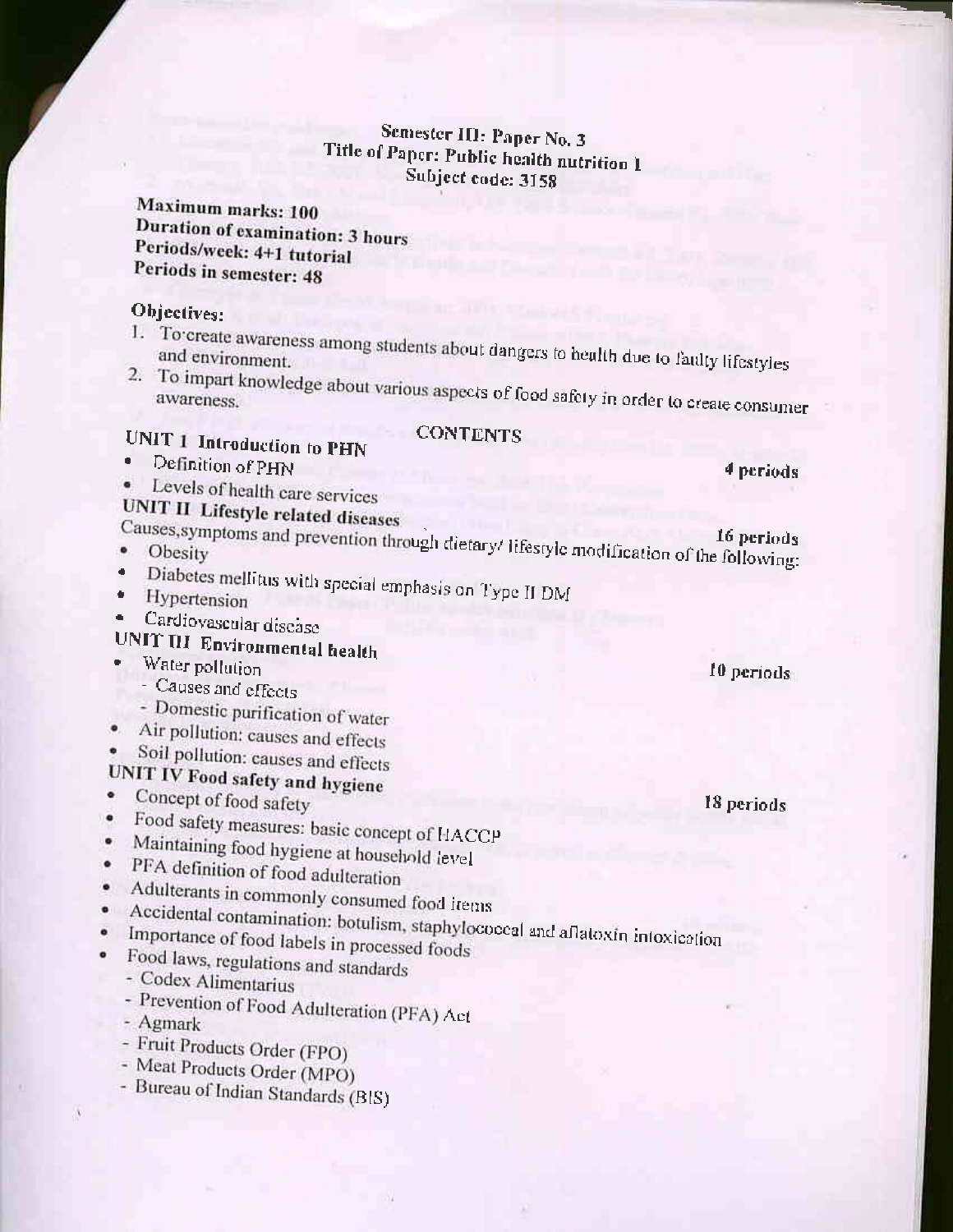# Semester III: Paper No. 3
## Title of Paper: Public health nutrition I
### Subject code: 3158

**Maximum marks: 100**
**Duration of examination: 3 hours**
**Periods/week: 4+1 tutorial**
**Periods in semester: 48**

**Objectives:**

1. To create awareness among students about dangers to health due to faulty lifestyles and environment.
2. To impart knowledge about various aspects of food safety in order to create consumer awareness.

## CONTENTS

**UNIT I Introduction to PHN** — 4 periods

- Definition of PHN
- Levels of health care services

**UNIT II Lifestyle related diseases** — 16 periods

Causes, symptoms and prevention through dietary/ lifestyle modification of the following:

- Obesity
- Diabetes mellitus with special emphasis on Type II DM
- Hypertension
- Cardiovascular disease

**UNIT III Environmental health** — 10 periods

- Water pollution
  - Causes and effects
  - Domestic purification of water
- Air pollution: causes and effects
- Soil pollution: causes and effects

**UNIT IV Food safety and hygiene** — 18 periods

- Concept of food safety
- Food safety measures: basic concept of HACCP
- Maintaining food hygiene at household level
- PFA definition of food adulteration
- Adulterants in commonly consumed food items
- Accidental contamination: botulism, staphylococcal and aflatoxin intoxication
- Importance of food labels in processed foods
- Food laws, regulations and standards
  - Codex Alimentarius
  - Prevention of Food Adulteration (PFA) Act
  - Agmark
  - Fruit Products Order (FPO)
  - Meat Products Order (MPO)
  - Bureau of Indian Standards (BIS)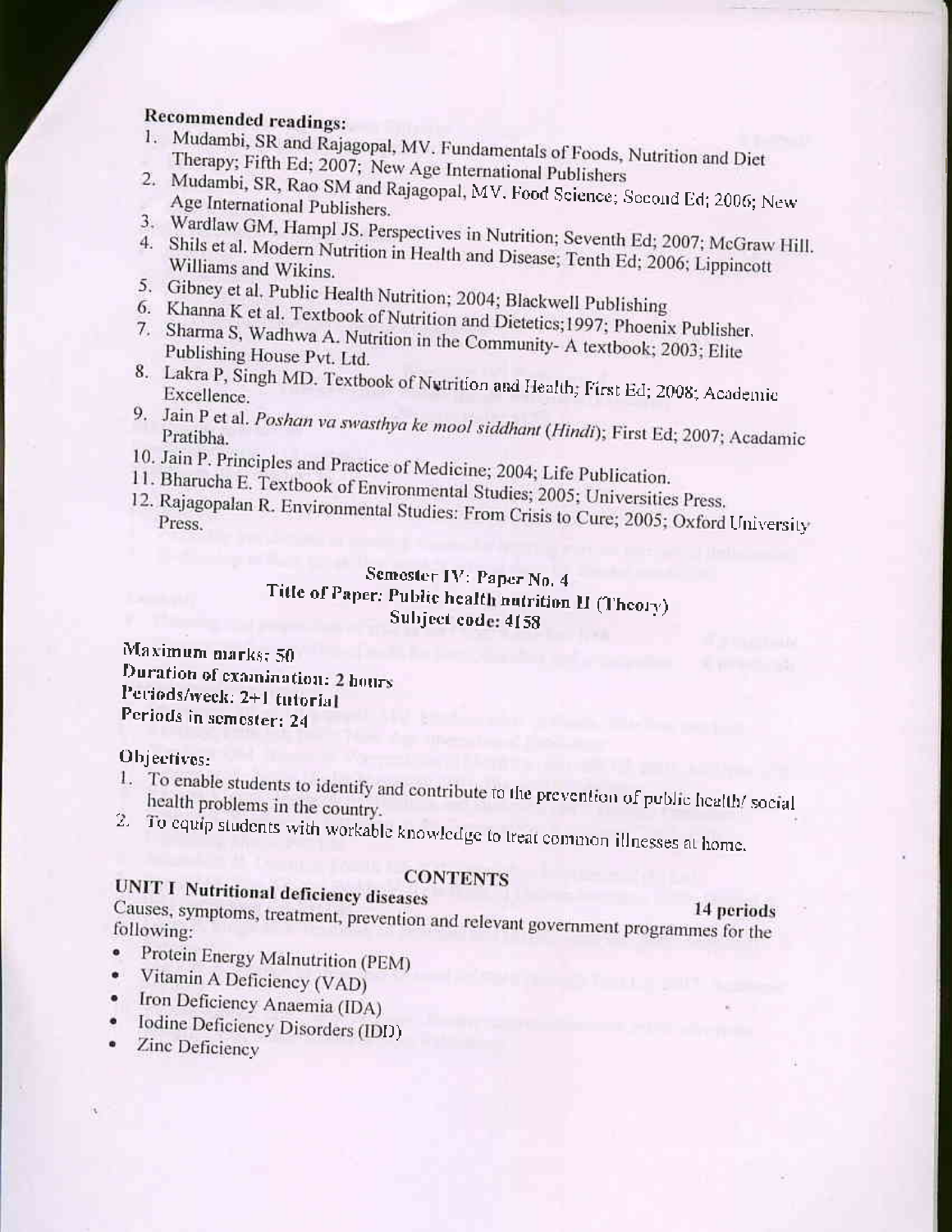**Recommended readings:**

1. Mudambi, SR and Rajagopal, MV. Fundamentals of Foods, Nutrition and Diet Therapy; Fifth Ed; 2007; New Age International Publishers
2. Mudambi, SR, Rao SM and Rajagopal, MV. Food Science; Second Ed; 2006; New Age International Publishers.
3. Wardlaw GM, Hampl JS. Perspectives in Nutrition; Seventh Ed; 2007; McGraw Hill.
4. Shils et al. Modern Nutrition in Health and Disease; Tenth Ed; 2006; Lippincott Williams and Wikins.
5. Gibney et al. Public Health Nutrition; 2004; Blackwell Publishing
6. Khanna K et al. Textbook of Nutrition and Dietetics;1997; Phoenix Publisher.
7. Sharma S, Wadhwa A. Nutrition in the Community- A textbook; 2003; Elite Publishing House Pvt. Ltd.
8. Lakra P, Singh MD. Textbook of Nutrition and Health; First Ed; 2008; Academic Excellence.
9. Jain P et al. *Poshan va swasthya ke mool siddhant* (*Hindi*); First Ed; 2007; Acadamic Pratibha.
10. Jain P. Principles and Practice of Medicine; 2004; Life Publication.
11. Bharucha E. Textbook of Environmental Studies; 2005; Universities Press.
12. Rajagopalan R. Environmental Studies: From Crisis to Cure; 2005; Oxford University Press.

## Semester IV: Paper No. 4
## Title of Paper: Public health nutrition II (Theory)
## Subject code: 4158

**Maximum marks:** 50
**Duration of examination:** 2 hours
**Periods/week:** 2+1 tutorial
**Periods in semester:** 24

**Objectives:**

1. To enable students to identify and contribute to the prevention of public health/ social health problems in the country.
2. To equip students with workable knowledge to treat common illnesses at home.

### CONTENTS

**UNIT I Nutritional deficiency diseases** **14 periods**

Causes, symptoms, treatment, prevention and relevant government programmes for the following:

- Protein Energy Malnutrition (PEM)
- Vitamin A Deficiency (VAD)
- Iron Deficiency Anaemia (IDA)
- Iodine Deficiency Disorders (IDD)
- Zinc Deficiency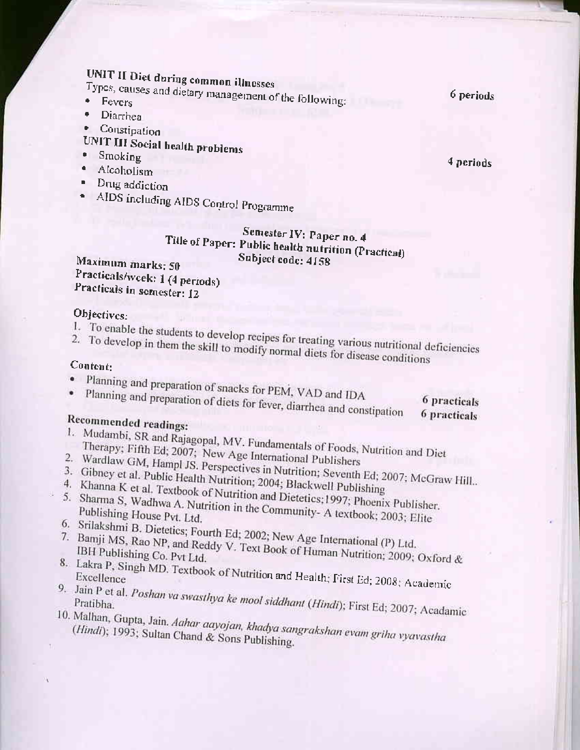**UNIT II Diet during common illnesses** 6 periods

Types, causes and dietary management of the following:

- Fevers
- Diarrhea
- Constipation

**UNIT III Social health problems** 4 periods

- Smoking
- Alcoholism
- Drug addiction
- AIDS including AIDS Control Programme

## Semester IV: Paper no. 4
## Title of Paper: Public health nutrition (Practical)
## Subject code: 4158

**Maximum marks: 50**
**Practicals/week: 1 (4 periods)**
**Practicals in semester: 12**

**Objectives:**

1. To enable the students to develop recipes for treating various nutritional deficiencies
2. To develop in them the skill to modify normal diets for disease conditions

**Content:**

- Planning and preparation of snacks for PEM, VAD and IDA — 6 practicals
- Planning and preparation of diets for fever, diarrhea and constipation — 6 practicals

**Recommended readings:**

1. Mudambi, SR and Rajagopal, MV. Fundamentals of Foods, Nutrition and Diet Therapy; Fifth Ed; 2007; New Age International Publishers
2. Wardlaw GM, Hampl JS. Perspectives in Nutrition; Seventh Ed; 2007; McGraw Hill..
3. Gibney et al. Public Health Nutrition; 2004; Blackwell Publishing
4. Khanna K et al. Textbook of Nutrition and Dietetics;1997; Phoenix Publisher.
5. Sharma S, Wadhwa A. Nutrition in the Community- A textbook; 2003; Elite Publishing House Pvt. Ltd.
6. Srilakshmi B. Dietetics; Fourth Ed; 2002; New Age International (P) Ltd.
7. Bamji MS, Rao NP, and Reddy V. Text Book of Human Nutrition; 2009; Oxford & IBH Publishing Co. Pvt Ltd.
8. Lakra P, Singh MD. Textbook of Nutrition and Health; First Ed; 2008; Academic Excellence
9. Jain P et al. *Poshan va swasthya ke mool siddhant (Hindi)*; First Ed; 2007; Acadamic Pratibha.
10. Malhan, Gupta, Jain. *Aahar aayojan, khadya sangrakshan evam griha vyavastha (Hindi)*; 1993; Sultan Chand & Sons Publishing.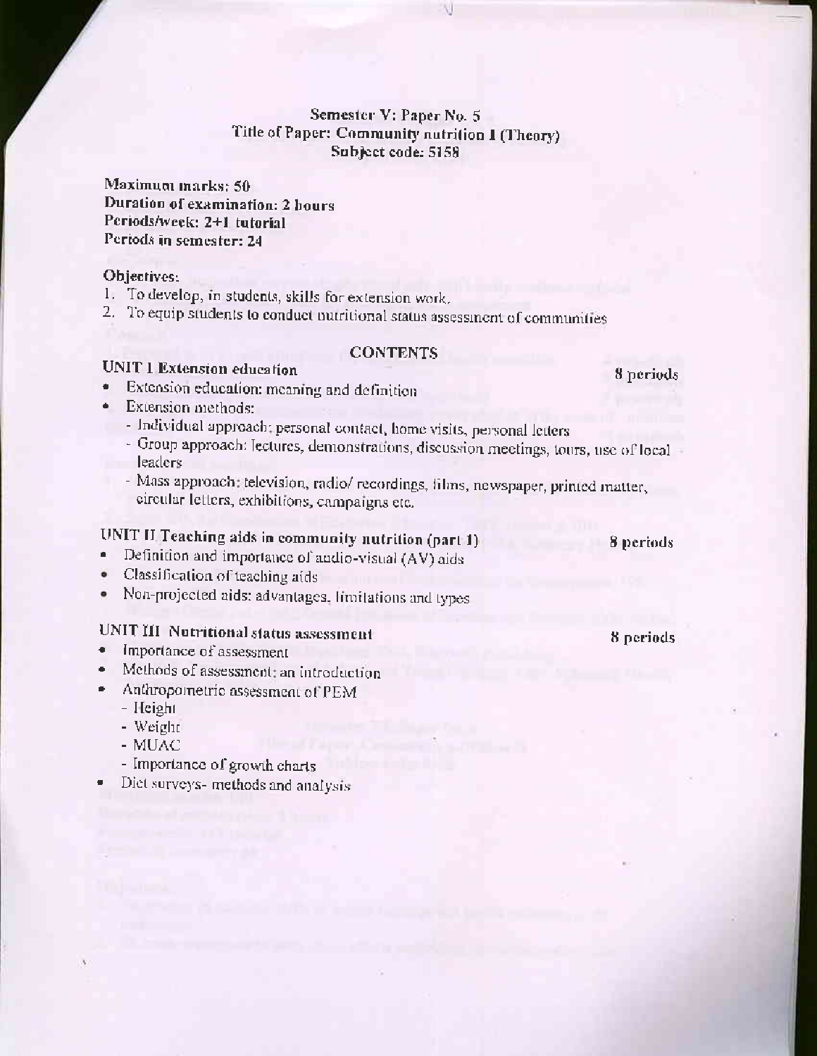**Semester V: Paper No. 5**
**Title of Paper: Community nutrition I (Theory)**
**Subject code: 5158**

**Maximum marks: 50**
**Duration of examination: 2 hours**
**Periods/week: 2+1 tutorial**
**Periods in semester: 24**

**Objectives:**

1. To develop, in students, skills for extension work.
2. To equip students to conduct nutritional status assessment of communities

## CONTENTS

### UNIT I Extension education — 8 periods

- Extension education: meaning and definition
- Extension methods:
  - Individual approach: personal contact, home visits, personal letters
  - Group approach: lectures, demonstrations, discussion meetings, tours, use of local leaders
  - Mass approach: television, radio/ recordings, films, newspaper, printed matter, circular letters, exhibitions, campaigns etc.

### UNIT II Teaching aids in community nutrition (part 1) — 8 periods

- Definition and importance of audio-visual (AV) aids
- Classification of teaching aids
- Non-projected aids: advantages, limitations and types

### UNIT III Nutritional status assessment — 8 periods

- Importance of assessment
- Methods of assessment: an introduction
- Anthropometric assessment of PEM
  - Height
  - Weight
  - MUAC
  - Importance of growth charts
- Diet surveys- methods and analysis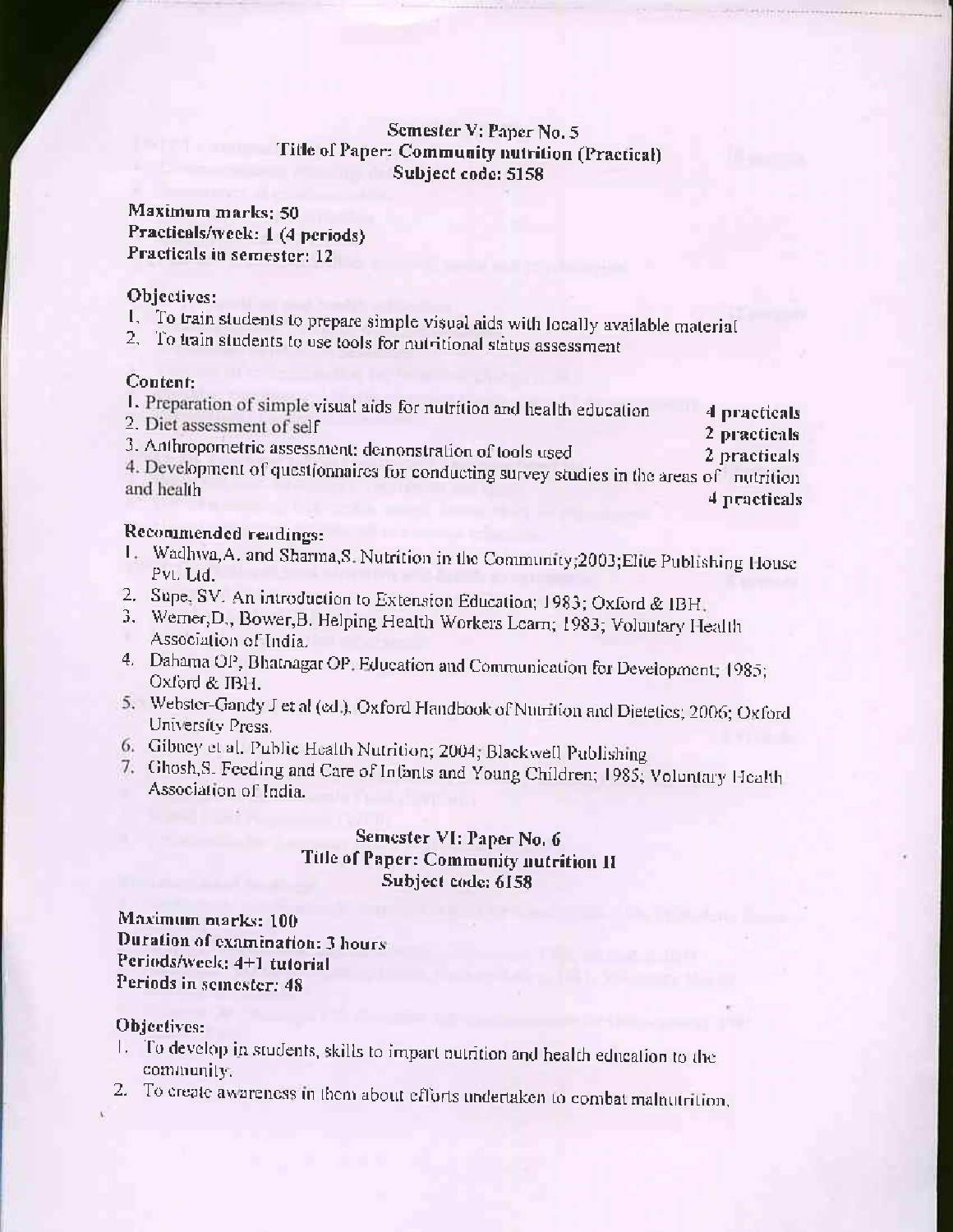## Semester V: Paper No. 5
## Title of Paper: Community nutrition (Practical)
## Subject code: 5158

**Maximum marks: 50**
**Practicals/week: 1 (4 periods)**
**Practicals in semester: 12**

### Objectives:

1. To train students to prepare simple visual aids with locally available material
2. To train students to use tools for nutritional status assessment

### Content:

1. Preparation of simple visual aids for nutrition and health education — **4 practicals**
2. Diet assessment of self — **2 practicals**
3. Anthropometric assessment: demonstration of tools used — **2 practicals**
4. Development of questionnaires for conducting survey studies in the areas of nutrition and health — **4 practicals**

### Recommended readings:

1. Wadhwa, A. and Sharma, S. Nutrition in the Community; 2003; Elite Publishing House Pvt. Ltd.
2. Supe, SV. An introduction to Extension Education; 1983; Oxford & IBH.
3. Werner, D., Bower, B. Helping Health Workers Learn; 1983; Voluntary Health Association of India.
4. Dahama OP, Bhatnagar OP. Education and Communication for Development; 1985; Oxford & IBH.
5. Webster-Gandy J et al (ed.). Oxford Handbook of Nutrition and Dietetics; 2006; Oxford University Press.
6. Gibney et al. Public Health Nutrition; 2004; Blackwell Publishing
7. Ghosh, S. Feeding and Care of Infants and Young Children; 1985; Voluntary Health Association of India.

## Semester VI: Paper No. 6
## Title of Paper: Community nutrition II
## Subject code: 6158

**Maximum marks: 100**
**Duration of examination: 3 hours**
**Periods/week: 4+1 tutorial**
**Periods in semester: 48**

### Objectives:

1. To develop in students, skills to impart nutrition and health education to the community.
2. To create awareness in them about efforts undertaken to combat malnutrition.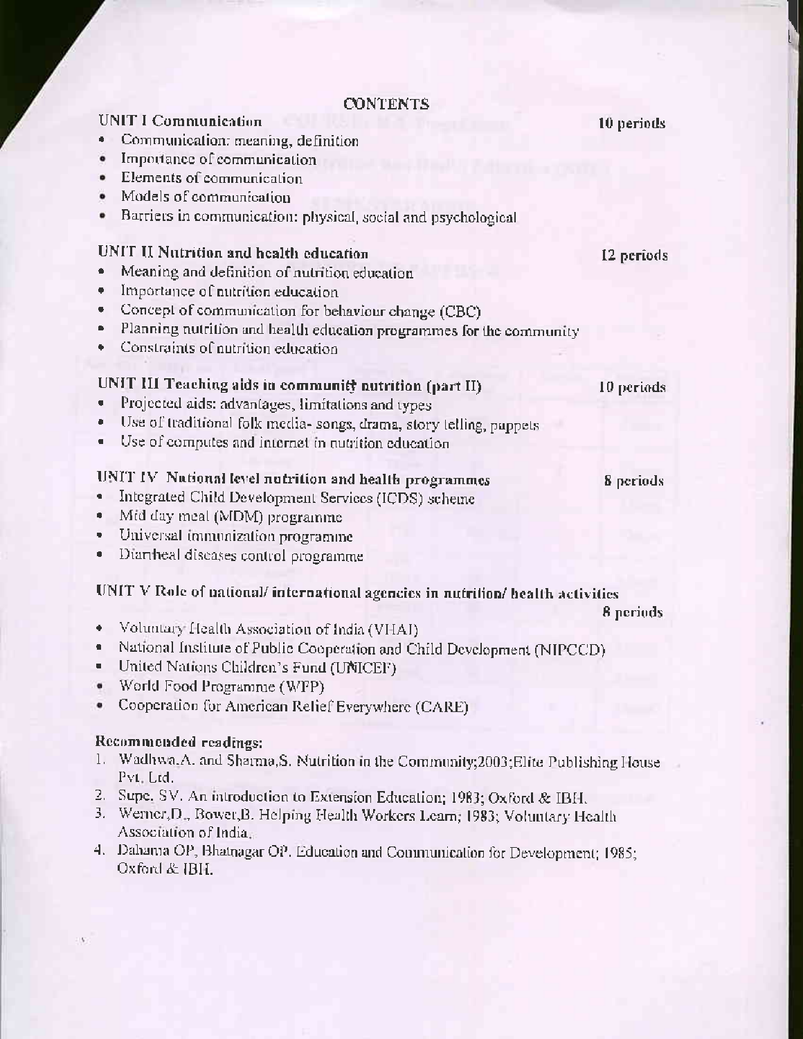# CONTENTS

**UNIT I Communication** **10 periods**

- Communication: meaning, definition
- Importance of communication
- Elements of communication
- Models of communication
- Barriers in communication: physical, social and psychological

**UNIT II Nutrition and health education** **12 periods**

- Meaning and definition of nutrition education
- Importance of nutrition education
- Concept of communication for behaviour change (CBC)
- Planning nutrition and health education programmes for the community
- Constraints of nutrition education

**UNIT III Teaching aids in community nutrition (part II)** **10 periods**

- Projected aids: advantages, limitations and types
- Use of traditional folk media- songs, drama, story telling, puppets
- Use of computes and internet in nutrition education

**UNIT IV National level nutrition and health programmes** **8 periods**

- Integrated Child Development Services (ICDS) scheme
- Mid day meal (MDM) programme
- Universal immunization programme
- Diarrheal diseases control programme

**UNIT V Role of national/ international agencies in nutrition/ health activities** **8 periods**

- Voluntary Health Association of India (VHAI)
- National Institute of Public Cooperation and Child Development (NIPCCD)
- United Nations Children's Fund (UNICEF)
- World Food Programme (WFP)
- Cooperation for American Relief Everywhere (CARE)

**Recommended readings:**

1. Wadhwa,A. and Sharma,S. Nutrition in the Community;2003;Elite Publishing House Pvt. Ltd.
2. Supe, SV. An introduction to Extension Education; 1983; Oxford & IBH.
3. Werner,D., Bower,B. Helping Health Workers Learn; 1983; Voluntary Health Association of India.
4. Dahama OP, Bhatnagar OP. Education and Communication for Development; 1985; Oxford & IBH.